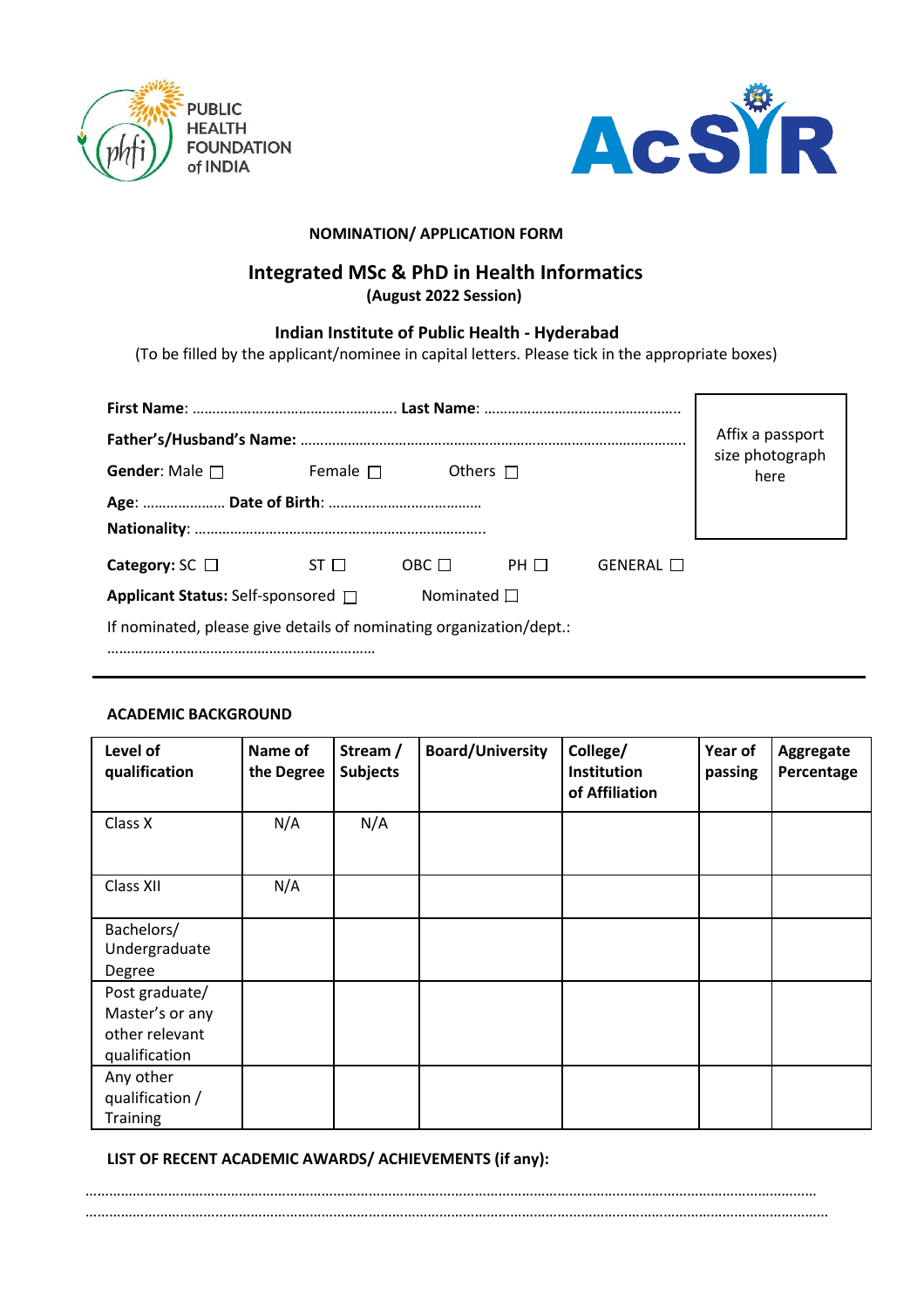PUBLIC HEALTH FOUNDATION of INDIA

AcSIR

**NOMINATION/ APPLICATION FORM**

## Integrated MSc & PhD in Health Informatics

**(August 2022 Session)**

### Indian Institute of Public Health - Hyderabad

(To be filled by the applicant/nominee in capital letters. Please tick in the appropriate boxes)

Affix a passport size photograph here

**First Name**: …………………………………………… **Last Name**: …………………………………………..

**Father's/Husband's Name:** ……………………………………………………………………………………

**Gender**: Male ☐ Female ☐ Others ☐

**Age**: ………………… **Date of Birth**: …………………………………

**Nationality**: ………………………………………………………………..

**Category:** SC ☐ ST ☐ OBC ☐ PH ☐ GENERAL ☐

**Applicant Status:** Self-sponsored ☐ Nominated ☐

If nominated, please give details of nominating organization/dept.:

……………..……………………………………………

---

**ACADEMIC BACKGROUND**

| Level of qualification | Name of the Degree | Stream / Subjects | Board/University | College/ Institution of Affiliation | Year of passing | Aggregate Percentage |
|---|---|---|---|---|---|---|
| Class X | N/A | N/A | | | | |
| Class XII | N/A | | | | | |
| Bachelors/ Undergraduate Degree | | | | | | |
| Post graduate/ Master's or any other relevant qualification | | | | | | |
| Any other qualification / Training | | | | | | |

**LIST OF RECENT ACADEMIC AWARDS/ ACHIEVEMENTS (if any):**

……………………………………………………………………………………………………………………………………………………

……………………………………………………………………………………………………………………………………………………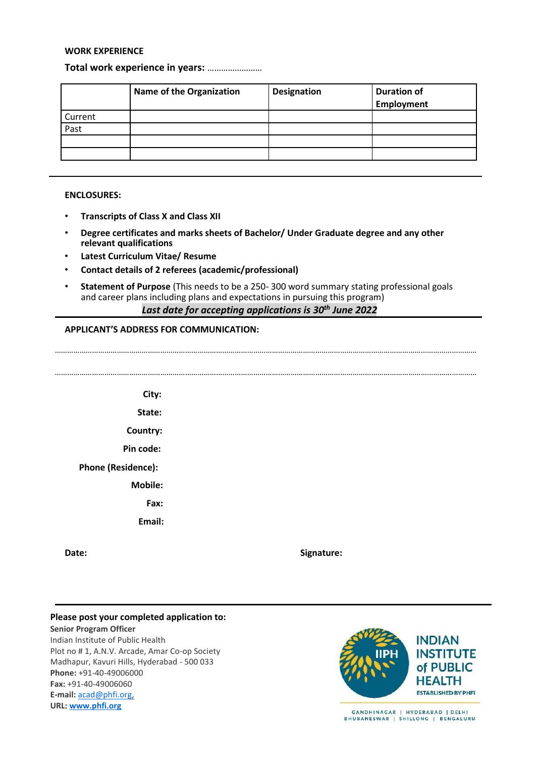**WORK EXPERIENCE**

**Total work experience in years:** ……………………

| | Name of the Organization | Designation | Duration of Employment |
|---|---|---|---|
| Current | | | |
| Past | | | |
| | | | |
| | | | |

---

**ENCLOSURES:**

- **Transcripts of Class X and Class XII**
- **Degree certificates and marks sheets of Bachelor/ Under Graduate degree and any other relevant qualifications**
- **Latest Curriculum Vitae/ Resume**
- **Contact details of 2 referees (academic/professional)**
- **Statement of Purpose** (This needs to be a 250- 300 word summary stating professional goals and career plans including plans and expectations in pursuing this program)

***Last date for accepting applications is 30th June 2022***

---

**APPLICANT'S ADDRESS FOR COMMUNICATION:**

……………………………………………………………………………………………………………………………………………………………………

……………………………………………………………………………………………………………………………………………………………………

**City:**

**State:**

**Country:**

**Pin code:**

**Phone (Residence):**

**Mobile:**

**Fax:**

**Email:**

**Date:** **Signature:**

---

**Please post your completed application to:**

**Senior Program Officer**
Indian Institute of Public Health
Plot no # 1, A.N.V. Arcade, Amar Co-op Society
Madhapur, Kavuri Hills, Hyderabad - 500 033
**Phone:** +91-40-49006000
**Fax:** +91-40-49006060
**E-mail:** acad@phfi.org,
**URL:** **www.phfi.org**

IIPH INDIAN INSTITUTE of PUBLIC HEALTH
ESTABLISHED BY PHFI

GANDHINAGAR | HYDERABAD | DELHI
BHUBANESWAR | SHILLONG | BENGALURU